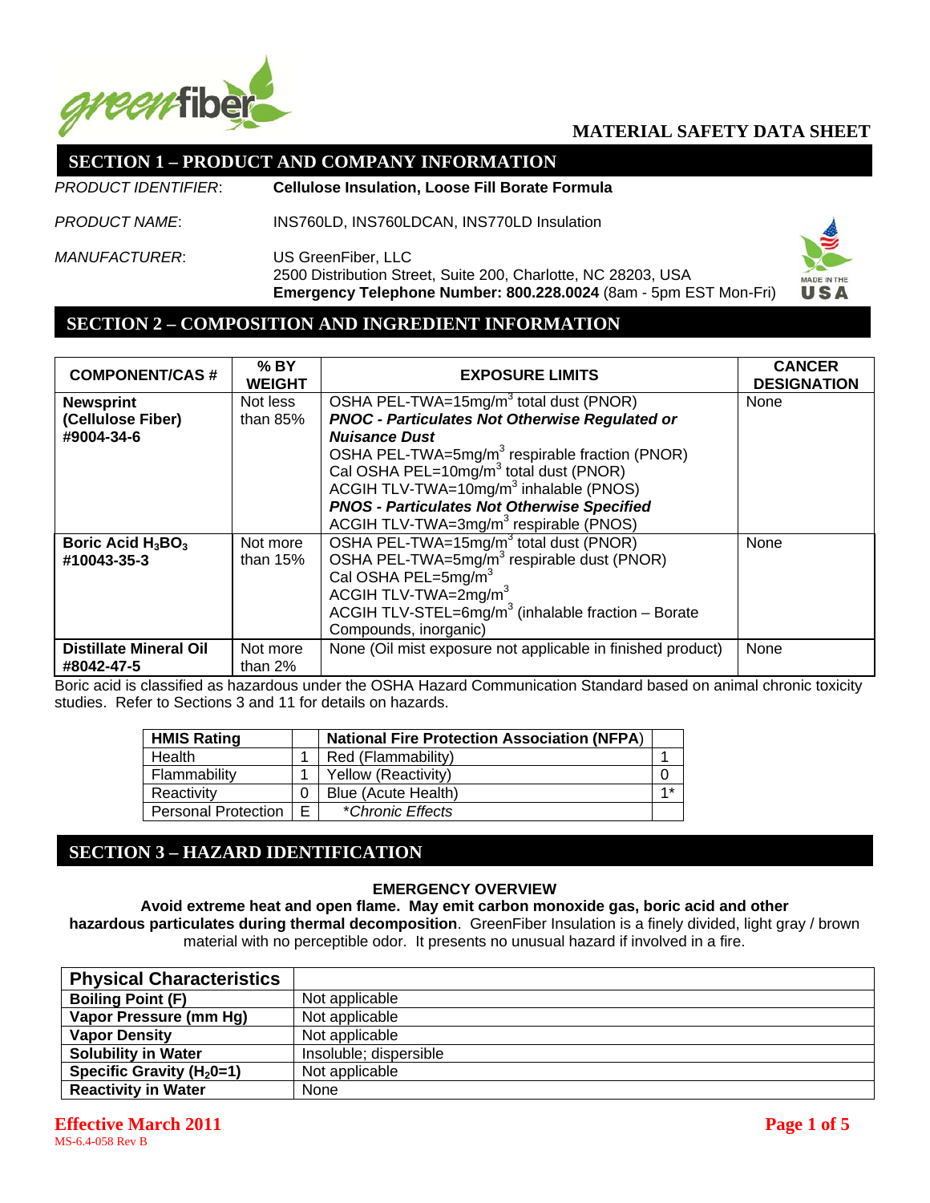# MATERIAL SAFETY DATA SHEET

## SECTION 1 – PRODUCT AND COMPANY INFORMATION

*PRODUCT IDENTIFIER*: **Cellulose Insulation, Loose Fill Borate Formula**

*PRODUCT NAME*: INS760LD, INS760LDCAN, INS770LD Insulation

*MANUFACTURER*: US GreenFiber, LLC
2500 Distribution Street, Suite 200, Charlotte, NC 28203, USA
**Emergency Telephone Number: 800.228.0024** (8am - 5pm EST Mon-Fri)

MADE IN THE USA

## SECTION 2 – COMPOSITION AND INGREDIENT INFORMATION

| COMPONENT/CAS # | % BY WEIGHT | EXPOSURE LIMITS | CANCER DESIGNATION |
|---|---|---|---|
| **Newsprint (Cellulose Fiber) #9004-34-6** | Not less than 85% | OSHA PEL-TWA=15mg/m$^3$ total dust (PNOR)<br>***PNOC - Particulates Not Otherwise Regulated or Nuisance Dust***<br>OSHA PEL-TWA=5mg/m$^3$ respirable fraction (PNOR)<br>Cal OSHA PEL=10mg/m$^3$ total dust (PNOR)<br>ACGIH TLV-TWA=10mg/m$^3$ inhalable (PNOS)<br>***PNOS - Particulates Not Otherwise Specified***<br>ACGIH TLV-TWA=3mg/m$^3$ respirable (PNOS) | None |
| **Boric Acid $H_3BO_3$ #10043-35-3** | Not more than 15% | OSHA PEL-TWA=15mg/m$^3$ total dust (PNOR)<br>OSHA PEL-TWA=5mg/m$^3$ respirable dust (PNOR)<br>Cal OSHA PEL=5mg/m$^3$<br>ACGIH TLV-TWA=2mg/m$^3$<br>ACGIH TLV-STEL=6mg/m$^3$ (inhalable fraction – Borate Compounds, inorganic) | None |
| **Distillate Mineral Oil #8042-47-5** | Not more than 2% | None (Oil mist exposure not applicable in finished product) | None |

Boric acid is classified as hazardous under the OSHA Hazard Communication Standard based on animal chronic toxicity studies. Refer to Sections 3 and 11 for details on hazards.

| **HMIS Rating** | | **National Fire Protection Association (NFPA)** | |
|---|---|---|---|
| Health | 1 | Red (Flammability) | 1 |
| Flammability | 1 | Yellow (Reactivity) | 0 |
| Reactivity | 0 | Blue (Acute Health) | 1* |
| Personal Protection | E | *\*Chronic Effects* | |

## SECTION 3 – HAZARD IDENTIFICATION

**EMERGENCY OVERVIEW**

**Avoid extreme heat and open flame. May emit carbon monoxide gas, boric acid and other hazardous particulates during thermal decomposition**. GreenFiber Insulation is a finely divided, light gray / brown material with no perceptible odor. It presents no unusual hazard if involved in a fire.

| **Physical Characteristics** | |
|---|---|
| **Boiling Point (F)** | Not applicable |
| **Vapor Pressure (mm Hg)** | Not applicable |
| **Vapor Density** | Not applicable |
| **Solubility in Water** | Insoluble; dispersible |
| **Specific Gravity ($H_20$=1)** | Not applicable |
| **Reactivity in Water** | None |

**Effective March 2011**

MS-6.4-058 Rev B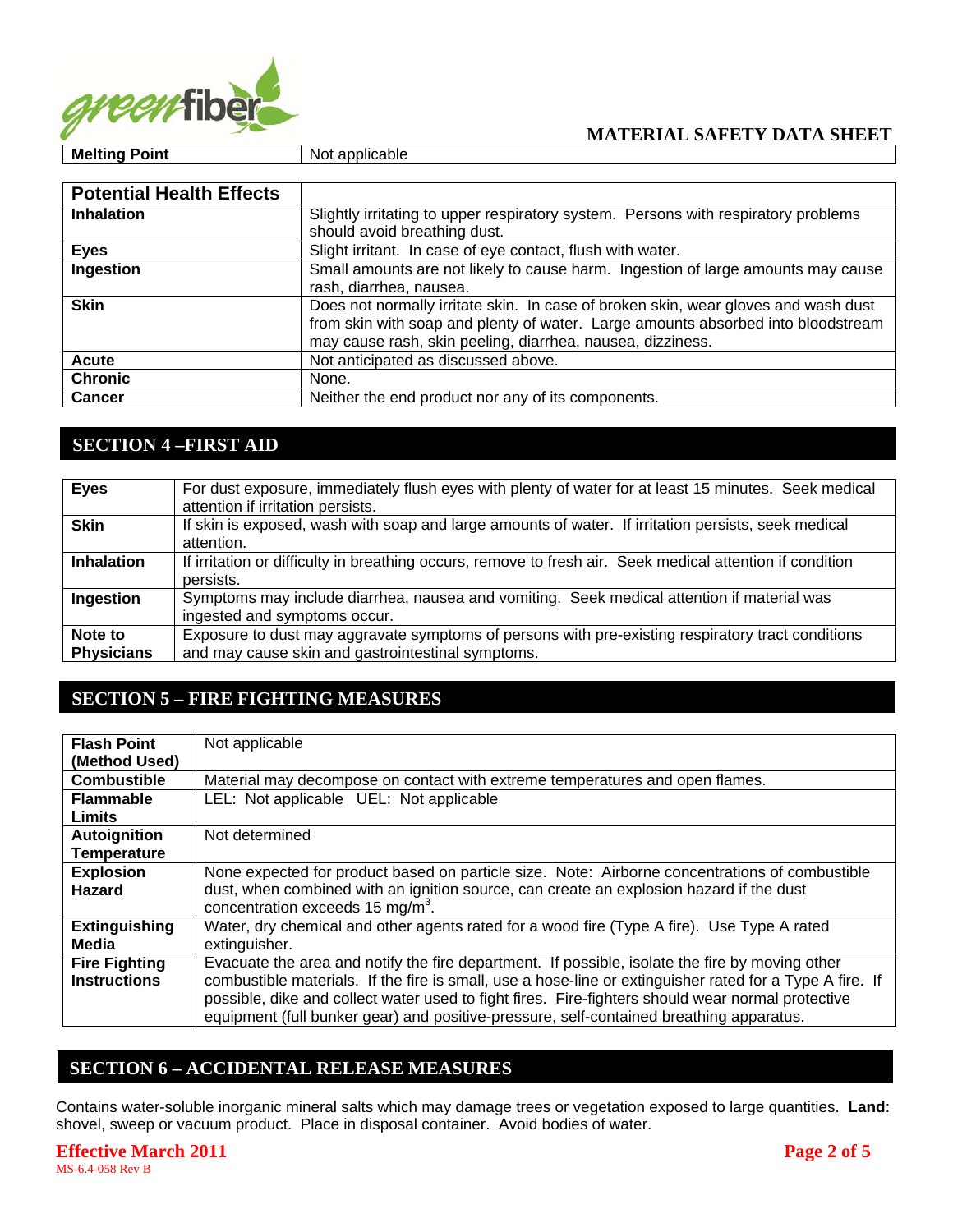| Melting Point | Not applicable |
|---|---|

| Potential Health Effects | |
|---|---|
| **Inhalation** | Slightly irritating to upper respiratory system. Persons with respiratory problems should avoid breathing dust. |
| **Eyes** | Slight irritant. In case of eye contact, flush with water. |
| **Ingestion** | Small amounts are not likely to cause harm. Ingestion of large amounts may cause rash, diarrhea, nausea. |
| **Skin** | Does not normally irritate skin. In case of broken skin, wear gloves and wash dust from skin with soap and plenty of water. Large amounts absorbed into bloodstream may cause rash, skin peeling, diarrhea, nausea, dizziness. |
| **Acute** | Not anticipated as discussed above. |
| **Chronic** | None. |
| **Cancer** | Neither the end product nor any of its components. |

## SECTION 4 –FIRST AID

| | |
|---|---|
| **Eyes** | For dust exposure, immediately flush eyes with plenty of water for at least 15 minutes. Seek medical attention if irritation persists. |
| **Skin** | If skin is exposed, wash with soap and large amounts of water. If irritation persists, seek medical attention. |
| **Inhalation** | If irritation or difficulty in breathing occurs, remove to fresh air. Seek medical attention if condition persists. |
| **Ingestion** | Symptoms may include diarrhea, nausea and vomiting. Seek medical attention if material was ingested and symptoms occur. |
| **Note to Physicians** | Exposure to dust may aggravate symptoms of persons with pre-existing respiratory tract conditions and may cause skin and gastrointestinal symptoms. |

## SECTION 5 – FIRE FIGHTING MEASURES

| | |
|---|---|
| **Flash Point (Method Used)** | Not applicable |
| **Combustible** | Material may decompose on contact with extreme temperatures and open flames. |
| **Flammable Limits** | LEL: Not applicable UEL: Not applicable |
| **Autoignition Temperature** | Not determined |
| **Explosion Hazard** | None expected for product based on particle size. Note: Airborne concentrations of combustible dust, when combined with an ignition source, can create an explosion hazard if the dust concentration exceeds 15 mg/m$^3$. |
| **Extinguishing Media** | Water, dry chemical and other agents rated for a wood fire (Type A fire). Use Type A rated extinguisher. |
| **Fire Fighting Instructions** | Evacuate the area and notify the fire department. If possible, isolate the fire by moving other combustible materials. If the fire is small, use a hose-line or extinguisher rated for a Type A fire. If possible, dike and collect water used to fight fires. Fire-fighters should wear normal protective equipment (full bunker gear) and positive-pressure, self-contained breathing apparatus. |

## SECTION 6 – ACCIDENTAL RELEASE MEASURES

Contains water-soluble inorganic mineral salts which may damage trees or vegetation exposed to large quantities. **Land**: shovel, sweep or vacuum product. Place in disposal container. Avoid bodies of water.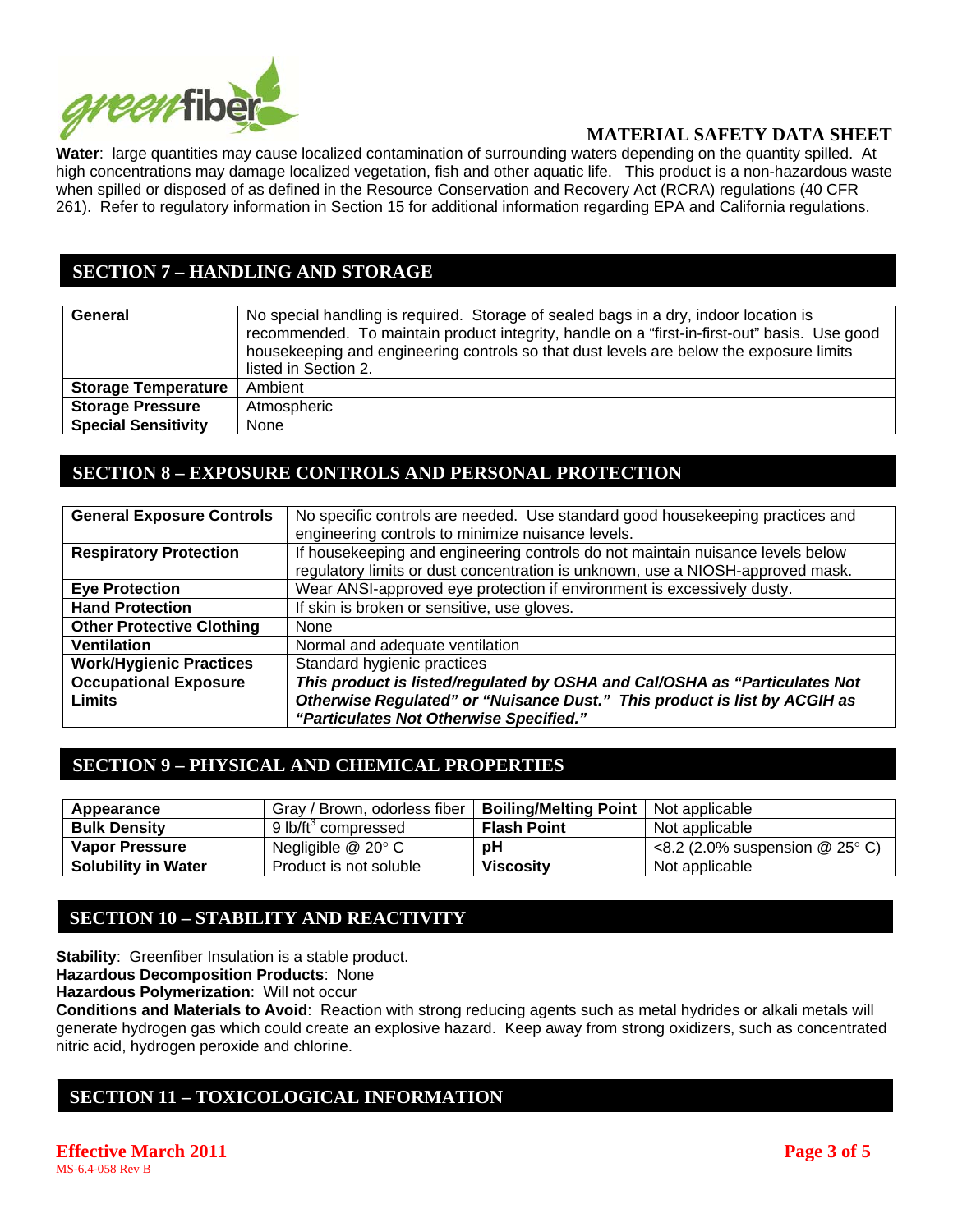**Water**: large quantities may cause localized contamination of surrounding waters depending on the quantity spilled. At high concentrations may damage localized vegetation, fish and other aquatic life. This product is a non-hazardous waste when spilled or disposed of as defined in the Resource Conservation and Recovery Act (RCRA) regulations (40 CFR 261). Refer to regulatory information in Section 15 for additional information regarding EPA and California regulations.

## SECTION 7 – HANDLING AND STORAGE

| | |
|---|---|
| **General** | No special handling is required. Storage of sealed bags in a dry, indoor location is recommended. To maintain product integrity, handle on a "first-in-first-out" basis. Use good housekeeping and engineering controls so that dust levels are below the exposure limits listed in Section 2. |
| **Storage Temperature** | Ambient |
| **Storage Pressure** | Atmospheric |
| **Special Sensitivity** | None |

## SECTION 8 – EXPOSURE CONTROLS AND PERSONAL PROTECTION

| | |
|---|---|
| **General Exposure Controls** | No specific controls are needed. Use standard good housekeeping practices and engineering controls to minimize nuisance levels. |
| **Respiratory Protection** | If housekeeping and engineering controls do not maintain nuisance levels below regulatory limits or dust concentration is unknown, use a NIOSH-approved mask. |
| **Eye Protection** | Wear ANSI-approved eye protection if environment is excessively dusty. |
| **Hand Protection** | If skin is broken or sensitive, use gloves. |
| **Other Protective Clothing** | None |
| **Ventilation** | Normal and adequate ventilation |
| **Work/Hygienic Practices** | Standard hygienic practices |
| **Occupational Exposure Limits** | ***This product is listed/regulated by OSHA and Cal/OSHA as "Particulates Not Otherwise Regulated" or "Nuisance Dust." This product is list by ACGIH as "Particulates Not Otherwise Specified."*** |

## SECTION 9 – PHYSICAL AND CHEMICAL PROPERTIES

| | | | |
|---|---|---|---|
| **Appearance** | Gray / Brown, odorless fiber | **Boiling/Melting Point** | Not applicable |
| **Bulk Density** | 9 lb/ft$^3$ compressed | **Flash Point** | Not applicable |
| **Vapor Pressure** | Negligible @ 20° C | **pH** | <8.2 (2.0% suspension @ 25° C) |
| **Solubility in Water** | Product is not soluble | **Viscosity** | Not applicable |

## SECTION 10 – STABILITY AND REACTIVITY

**Stability**: Greenfiber Insulation is a stable product.
**Hazardous Decomposition Products**: None
**Hazardous Polymerization**: Will not occur
**Conditions and Materials to Avoid**: Reaction with strong reducing agents such as metal hydrides or alkali metals will generate hydrogen gas which could create an explosive hazard. Keep away from strong oxidizers, such as concentrated nitric acid, hydrogen peroxide and chlorine.

## SECTION 11 – TOXICOLOGICAL INFORMATION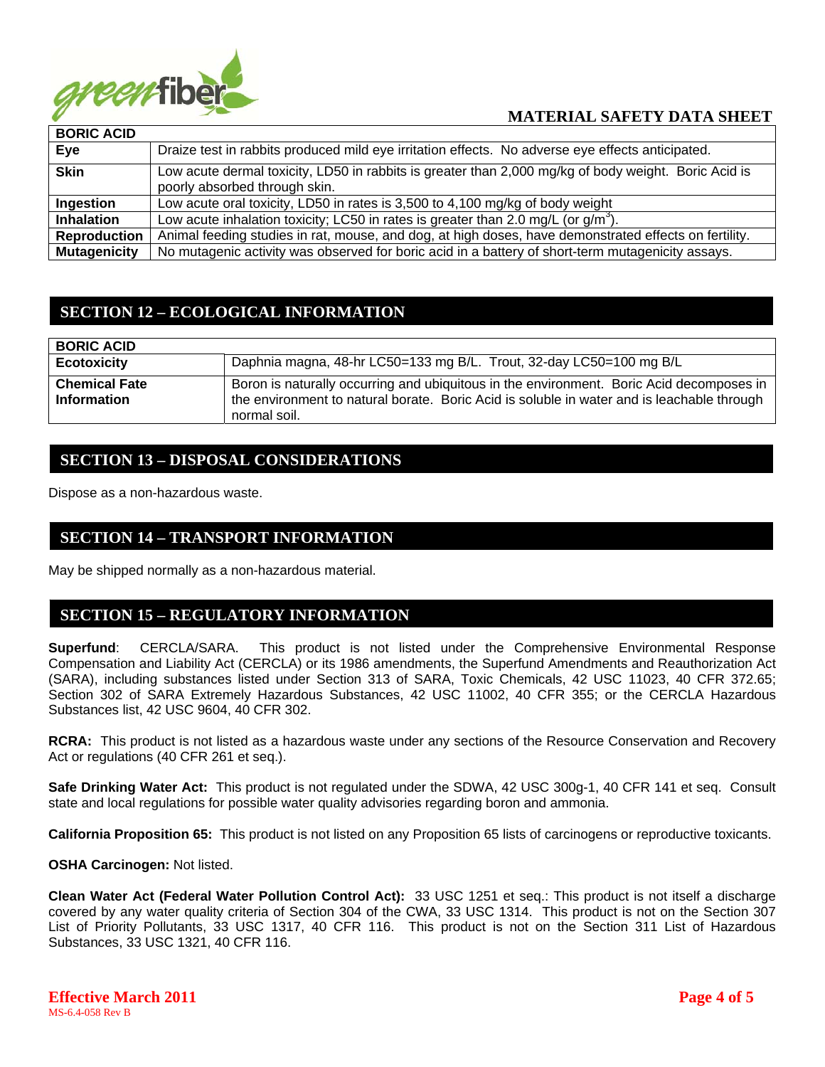| BORIC ACID | |
|---|---|
| **Eye** | Draize test in rabbits produced mild eye irritation effects. No adverse eye effects anticipated. |
| **Skin** | Low acute dermal toxicity, LD50 in rabbits is greater than 2,000 mg/kg of body weight. Boric Acid is poorly absorbed through skin. |
| **Ingestion** | Low acute oral toxicity, LD50 in rates is 3,500 to 4,100 mg/kg of body weight |
| **Inhalation** | Low acute inhalation toxicity; LC50 in rates is greater than 2.0 mg/L (or $g/m^3$). |
| **Reproduction** | Animal feeding studies in rat, mouse, and dog, at high doses, have demonstrated effects on fertility. |
| **Mutagenicity** | No mutagenic activity was observed for boric acid in a battery of short-term mutagenicity assays. |

## SECTION 12 – ECOLOGICAL INFORMATION

| BORIC ACID | |
|---|---|
| **Ecotoxicity** | Daphnia magna, 48-hr LC50=133 mg B/L. Trout, 32-day LC50=100 mg B/L |
| **Chemical Fate Information** | Boron is naturally occurring and ubiquitous in the environment. Boric Acid decomposes in the environment to natural borate. Boric Acid is soluble in water and is leachable through normal soil. |

## SECTION 13 – DISPOSAL CONSIDERATIONS

Dispose as a non-hazardous waste.

## SECTION 14 – TRANSPORT INFORMATION

May be shipped normally as a non-hazardous material.

## SECTION 15 – REGULATORY INFORMATION

**Superfund**: CERCLA/SARA. This product is not listed under the Comprehensive Environmental Response Compensation and Liability Act (CERCLA) or its 1986 amendments, the Superfund Amendments and Reauthorization Act (SARA), including substances listed under Section 313 of SARA, Toxic Chemicals, 42 USC 11023, 40 CFR 372.65; Section 302 of SARA Extremely Hazardous Substances, 42 USC 11002, 40 CFR 355; or the CERCLA Hazardous Substances list, 42 USC 9604, 40 CFR 302.

**RCRA:** This product is not listed as a hazardous waste under any sections of the Resource Conservation and Recovery Act or regulations (40 CFR 261 et seq.).

**Safe Drinking Water Act:** This product is not regulated under the SDWA, 42 USC 300g-1, 40 CFR 141 et seq. Consult state and local regulations for possible water quality advisories regarding boron and ammonia.

**California Proposition 65:** This product is not listed on any Proposition 65 lists of carcinogens or reproductive toxicants.

**OSHA Carcinogen:** Not listed.

**Clean Water Act (Federal Water Pollution Control Act):** 33 USC 1251 et seq.: This product is not itself a discharge covered by any water quality criteria of Section 304 of the CWA, 33 USC 1314. This product is not on the Section 307 List of Priority Pollutants, 33 USC 1317, 40 CFR 116. This product is not on the Section 311 List of Hazardous Substances, 33 USC 1321, 40 CFR 116.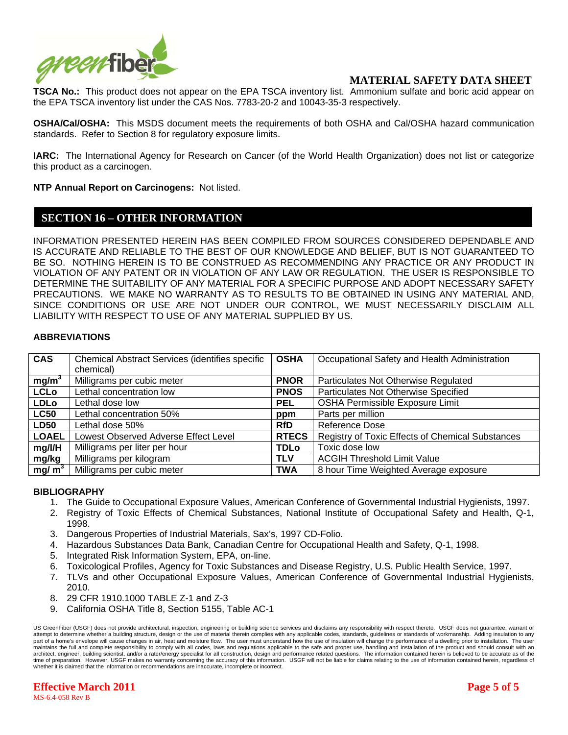**TSCA No.:** This product does not appear on the EPA TSCA inventory list. Ammonium sulfate and boric acid appear on the EPA TSCA inventory list under the CAS Nos. 7783-20-2 and 10043-35-3 respectively.

**OSHA/Cal/OSHA:** This MSDS document meets the requirements of both OSHA and Cal/OSHA hazard communication standards. Refer to Section 8 for regulatory exposure limits.

**IARC:** The International Agency for Research on Cancer (of the World Health Organization) does not list or categorize this product as a carcinogen.

**NTP Annual Report on Carcinogens:** Not listed.

## SECTION 16 – OTHER INFORMATION

INFORMATION PRESENTED HEREIN HAS BEEN COMPILED FROM SOURCES CONSIDERED DEPENDABLE AND IS ACCURATE AND RELIABLE TO THE BEST OF OUR KNOWLEDGE AND BELIEF, BUT IS NOT GUARANTEED TO BE SO. NOTHING HEREIN IS TO BE CONSTRUED AS RECOMMENDING ANY PRACTICE OR ANY PRODUCT IN VIOLATION OF ANY PATENT OR IN VIOLATION OF ANY LAW OR REGULATION. THE USER IS RESPONSIBLE TO DETERMINE THE SUITABILITY OF ANY MATERIAL FOR A SPECIFIC PURPOSE AND ADOPT NECESSARY SAFETY PRECAUTIONS. WE MAKE NO WARRANTY AS TO RESULTS TO BE OBTAINED IN USING ANY MATERIAL AND, SINCE CONDITIONS OR USE ARE NOT UNDER OUR CONTROL, WE MUST NECESSARILY DISCLAIM ALL LIABILITY WITH RESPECT TO USE OF ANY MATERIAL SUPPLIED BY US.

**ABBREVIATIONS**

| | | | |
|---|---|---|---|
| **CAS** | Chemical Abstract Services (identifies specific chemical) | **OSHA** | Occupational Safety and Health Administration |
| **$mg/m^3$** | Milligrams per cubic meter | **PNOR** | Particulates Not Otherwise Regulated |
| **LCLo** | Lethal concentration low | **PNOS** | Particulates Not Otherwise Specified |
| **LDLo** | Lethal dose low | **PEL** | OSHA Permissible Exposure Limit |
| **LC50** | Lethal concentration 50% | **ppm** | Parts per million |
| **LD50** | Lethal dose 50% | **RfD** | Reference Dose |
| **LOAEL** | Lowest Observed Adverse Effect Level | **RTECS** | Registry of Toxic Effects of Chemical Substances |
| **mg/l/H** | Milligrams per liter per hour | **TDLo** | Toxic dose low |
| **mg/kg** | Milligrams per kilogram | **TLV** | ACGIH Threshold Limit Value |
| **$mg/\ m^3$** | Milligrams per cubic meter | **TWA** | 8 hour Time Weighted Average exposure |

**BIBLIOGRAPHY**

1. The Guide to Occupational Exposure Values, American Conference of Governmental Industrial Hygienists, 1997.
2. Registry of Toxic Effects of Chemical Substances, National Institute of Occupational Safety and Health, Q-1, 1998.
3. Dangerous Properties of Industrial Materials, Sax's, 1997 CD-Folio.
4. Hazardous Substances Data Bank, Canadian Centre for Occupational Health and Safety, Q-1, 1998.
5. Integrated Risk Information System, EPA, on-line.
6. Toxicological Profiles, Agency for Toxic Substances and Disease Registry, U.S. Public Health Service, 1997.
7. TLVs and other Occupational Exposure Values, American Conference of Governmental Industrial Hygienists, 2010.
8. 29 CFR 1910.1000 TABLE Z-1 and Z-3
9. California OSHA Title 8, Section 5155, Table AC-1

US GreenFiber (USGF) does not provide architectural, inspection, engineering or building science services and disclaims any responsibility with respect thereto. USGF does not guarantee, warrant or attempt to determine whether a building structure, design or the use of material therein complies with any applicable codes, standards, guidelines or standards of workmanship. Adding insulation to any part of a home's envelope will cause changes in air, heat and moisture flow. The user must understand how the use of insulation will change the performance of a dwelling prior to installation. The user maintains the full and complete responsibility to comply with all codes, laws and regulations applicable to the safe and proper use, handling and installation of the product and should consult with an architect, engineer, building scientist, and/or a rater/energy specialist for all construction, design and performance related questions. The information contained herein is believed to be accurate as of the time of preparation. However, USGF makes no warranty concerning the accuracy of this information. USGF will not be liable for claims relating to the use of information contained herein, regardless of whether it is claimed that the information or recommendations are inaccurate, incomplete or incorrect.